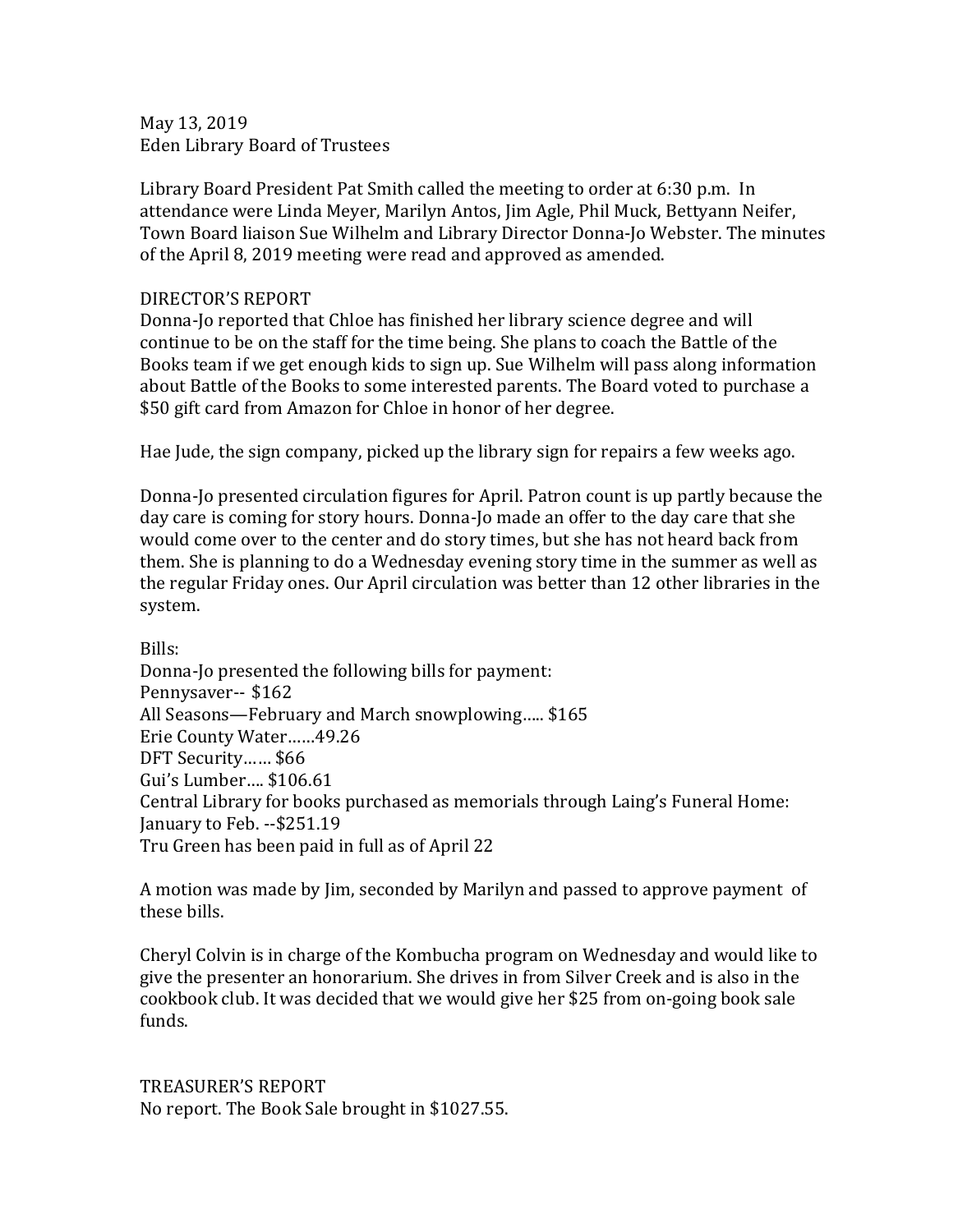May 13, 2019
Eden Library Board of Trustees

Library Board President Pat Smith called the meeting to order at 6:30 p.m. In attendance were Linda Meyer, Marilyn Antos, Jim Agle, Phil Muck, Bettyann Neifer, Town Board liaison Sue Wilhelm and Library Director Donna-Jo Webster. The minutes of the April 8, 2019 meeting were read and approved as amended.

DIRECTOR'S REPORT
Donna-Jo reported that Chloe has finished her library science degree and will continue to be on the staff for the time being. She plans to coach the Battle of the Books team if we get enough kids to sign up. Sue Wilhelm will pass along information about Battle of the Books to some interested parents. The Board voted to purchase a $50 gift card from Amazon for Chloe in honor of her degree.

Hae Jude, the sign company, picked up the library sign for repairs a few weeks ago.

Donna-Jo presented circulation figures for April. Patron count is up partly because the day care is coming for story hours. Donna-Jo made an offer to the day care that she would come over to the center and do story times, but she has not heard back from them. She is planning to do a Wednesday evening story time in the summer as well as the regular Friday ones. Our April circulation was better than 12 other libraries in the system.

Bills:
Donna-Jo presented the following bills for payment:
Pennysaver-- $162
All Seasons—February and March snowplowing….. $165
Erie County Water……49.26
DFT Security…… $66
Gui's Lumber…. $106.61
Central Library for books purchased as memorials through Laing's Funeral Home:
January to Feb. --$251.19
Tru Green has been paid in full as of April 22

A motion was made by Jim, seconded by Marilyn and passed to approve payment of these bills.

Cheryl Colvin is in charge of the Kombucha program on Wednesday and would like to give the presenter an honorarium. She drives in from Silver Creek and is also in the cookbook club. It was decided that we would give her $25 from on-going book sale funds.

TREASURER'S REPORT
No report. The Book Sale brought in $1027.55.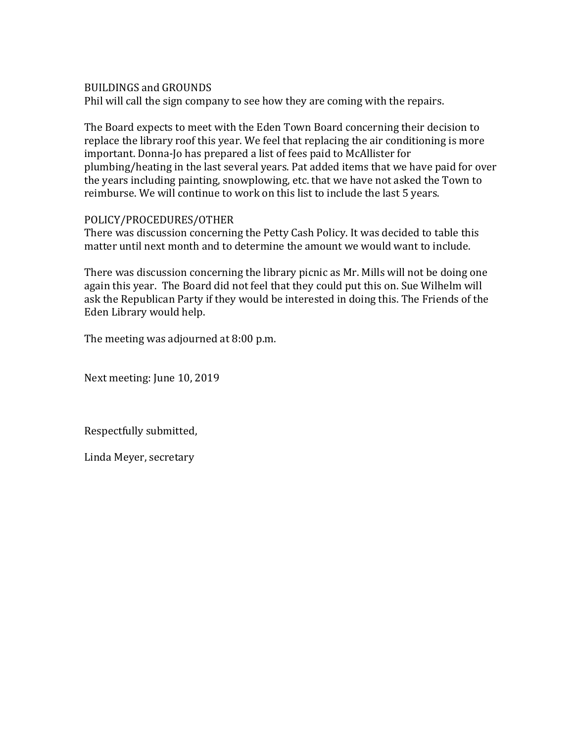## BUILDINGS and GROUNDS

Phil will call the sign company to see how they are coming with the repairs.

The Board expects to meet with the Eden Town Board concerning their decision to replace the library roof this year. We feel that replacing the air conditioning is more important. Donna-Jo has prepared a list of fees paid to McAllister for plumbing/heating in the last several years. Pat added items that we have paid for over the years including painting, snowplowing, etc. that we have not asked the Town to reimburse. We will continue to work on this list to include the last 5 years.

## POLICY/PROCEDURES/OTHER

There was discussion concerning the Petty Cash Policy. It was decided to table this matter until next month and to determine the amount we would want to include.

There was discussion concerning the library picnic as Mr. Mills will not be doing one again this year. The Board did not feel that they could put this on. Sue Wilhelm will ask the Republican Party if they would be interested in doing this. The Friends of the Eden Library would help.

The meeting was adjourned at 8:00 p.m.

Next meeting: June 10, 2019

Respectfully submitted,

Linda Meyer, secretary